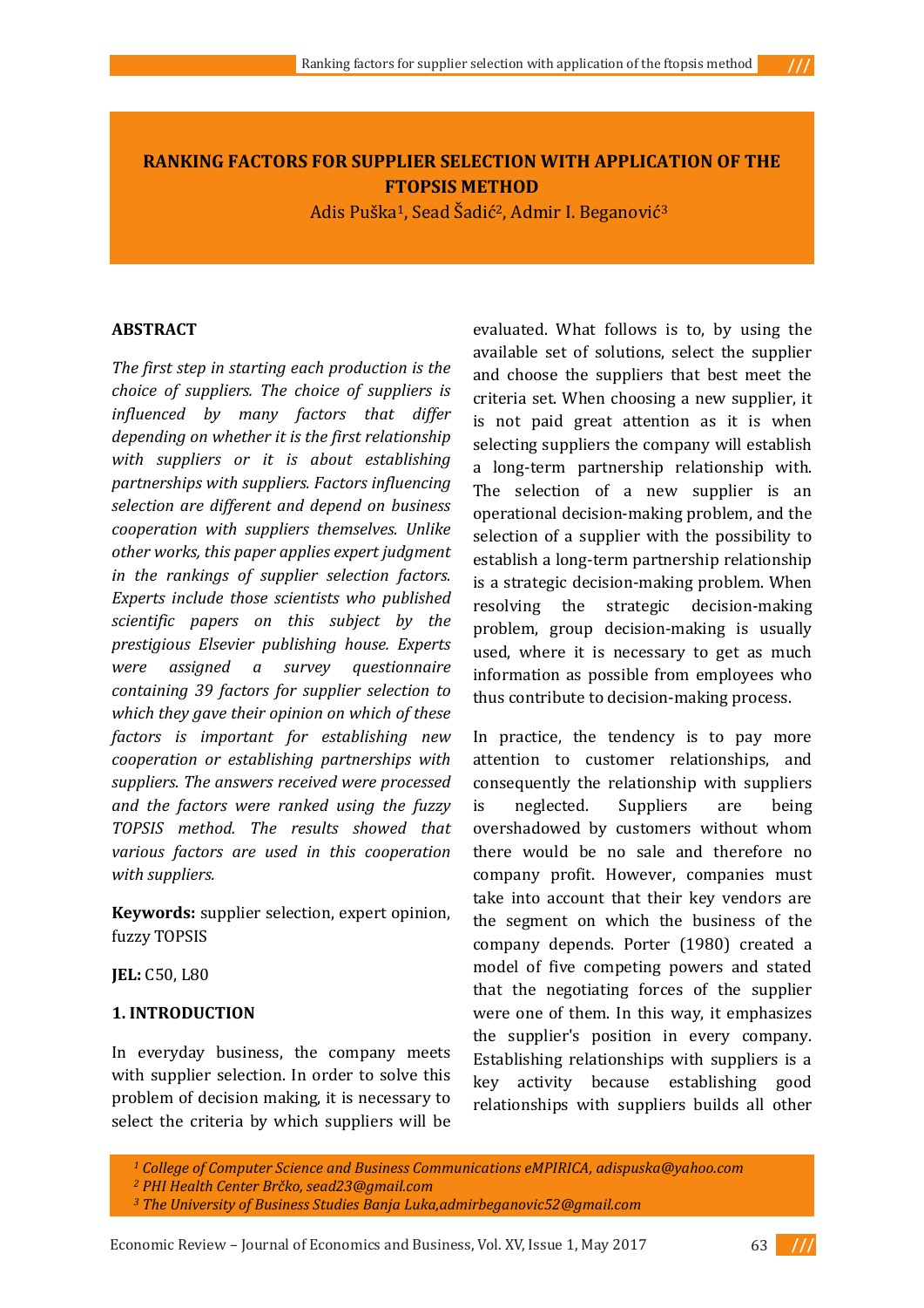# RANKING FACTORS FOR SUPPLIER SELECTION WITH APPLICATION OF THE FTOPSIS METHOD

Adis Puška[1], Sead Šadić[2], Admir I. Beganović[3]

**ABSTRACT**

*The first step in starting each production is the choice of suppliers. The choice of suppliers is influenced by many factors that differ depending on whether it is the first relationship with suppliers or it is about establishing partnerships with suppliers. Factors influencing selection are different and depend on business cooperation with suppliers themselves. Unlike other works, this paper applies expert judgment in the rankings of supplier selection factors. Experts include those scientists who published scientific papers on this subject by the prestigious Elsevier publishing house. Experts were assigned a survey questionnaire containing 39 factors for supplier selection to which they gave their opinion on which of these factors is important for establishing new cooperation or establishing partnerships with suppliers. The answers received were processed and the factors were ranked using the fuzzy TOPSIS method. The results showed that various factors are used in this cooperation with suppliers.*

**Keywords:** supplier selection, expert opinion, fuzzy TOPSIS

**JEL:** C50, L80

## 1. INTRODUCTION

In everyday business, the company meets with supplier selection. In order to solve this problem of decision making, it is necessary to select the criteria by which suppliers will be evaluated. What follows is to, by using the available set of solutions, select the supplier and choose the suppliers that best meet the criteria set. When choosing a new supplier, it is not paid great attention as it is when selecting suppliers the company will establish a long-term partnership relationship with. The selection of a new supplier is an operational decision-making problem, and the selection of a supplier with the possibility to establish a long-term partnership relationship is a strategic decision-making problem. When resolving the strategic decision-making problem, group decision-making is usually used, where it is necessary to get as much information as possible from employees who thus contribute to decision-making process.

In practice, the tendency is to pay more attention to customer relationships, and consequently the relationship with suppliers is neglected. Suppliers are being overshadowed by customers without whom there would be no sale and therefore no company profit. However, companies must take into account that their key vendors are the segment on which the business of the company depends. Porter (1980) created a model of five competing powers and stated that the negotiating forces of the supplier were one of them. In this way, it emphasizes the supplier's position in every company. Establishing relationships with suppliers is a key activity because establishing good relationships with suppliers builds all other

---

*[1] College of Computer Science and Business Communications eMPIRICA, adispuska@yahoo.com*
*[2] PHI Health Center Brčko, sead23@gmail.com*
*[3] The University of Business Studies Banja Luka,admirbeganovic52@gmail.com*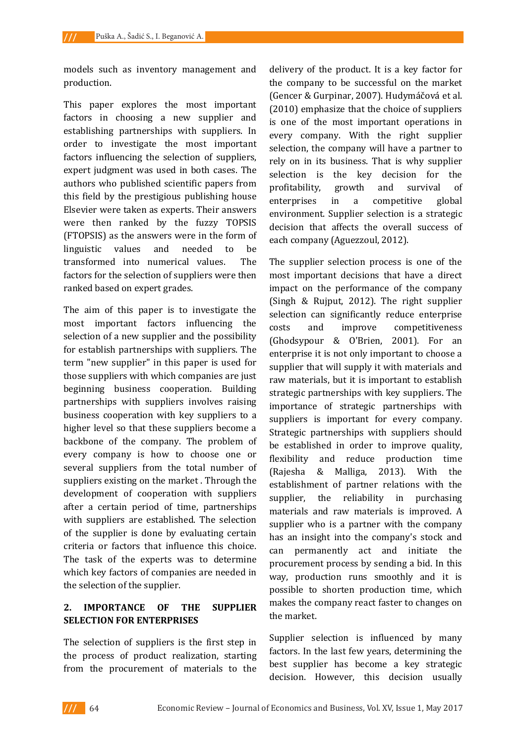models such as inventory management and production.

This paper explores the most important factors in choosing a new supplier and establishing partnerships with suppliers. In order to investigate the most important factors influencing the selection of suppliers, expert judgment was used in both cases. The authors who published scientific papers from this field by the prestigious publishing house Elsevier were taken as experts. Their answers were then ranked by the fuzzy TOPSIS (FTOPSIS) as the answers were in the form of linguistic values and needed to be transformed into numerical values. The factors for the selection of suppliers were then ranked based on expert grades.

The aim of this paper is to investigate the most important factors influencing the selection of a new supplier and the possibility for establish partnerships with suppliers. The term "new supplier" in this paper is used for those suppliers with which companies are just beginning business cooperation. Building partnerships with suppliers involves raising business cooperation with key suppliers to a higher level so that these suppliers become a backbone of the company. The problem of every company is how to choose one or several suppliers from the total number of suppliers existing on the market . Through the development of cooperation with suppliers after a certain period of time, partnerships with suppliers are established. The selection of the supplier is done by evaluating certain criteria or factors that influence this choice. The task of the experts was to determine which key factors of companies are needed in the selection of the supplier.

## 2. IMPORTANCE OF THE SUPPLIER SELECTION FOR ENTERPRISES

The selection of suppliers is the first step in the process of product realization, starting from the procurement of materials to the delivery of the product. It is a key factor for the company to be successful on the market (Gencer & Gurpinar, 2007). Hudymáčová et al. (2010) emphasize that the choice of suppliers is one of the most important operations in every company. With the right supplier selection, the company will have a partner to rely on in its business. That is why supplier selection is the key decision for the profitability, growth and survival of enterprises in a competitive global environment. Supplier selection is a strategic decision that affects the overall success of each company (Aguezzoul, 2012).

The supplier selection process is one of the most important decisions that have a direct impact on the performance of the company (Singh & Rujput, 2012). The right supplier selection can significantly reduce enterprise costs and improve competitiveness (Ghodsypour & O'Brien, 2001). For an enterprise it is not only important to choose a supplier that will supply it with materials and raw materials, but it is important to establish strategic partnerships with key suppliers. The importance of strategic partnerships with suppliers is important for every company. Strategic partnerships with suppliers should be established in order to improve quality, flexibility and reduce production time (Rajesha & Malliga, 2013). With the establishment of partner relations with the supplier, the reliability in purchasing materials and raw materials is improved. A supplier who is a partner with the company has an insight into the company's stock and can permanently act and initiate the procurement process by sending a bid. In this way, production runs smoothly and it is possible to shorten production time, which makes the company react faster to changes on the market.

Supplier selection is influenced by many factors. In the last few years, determining the best supplier has become a key strategic decision. However, this decision usually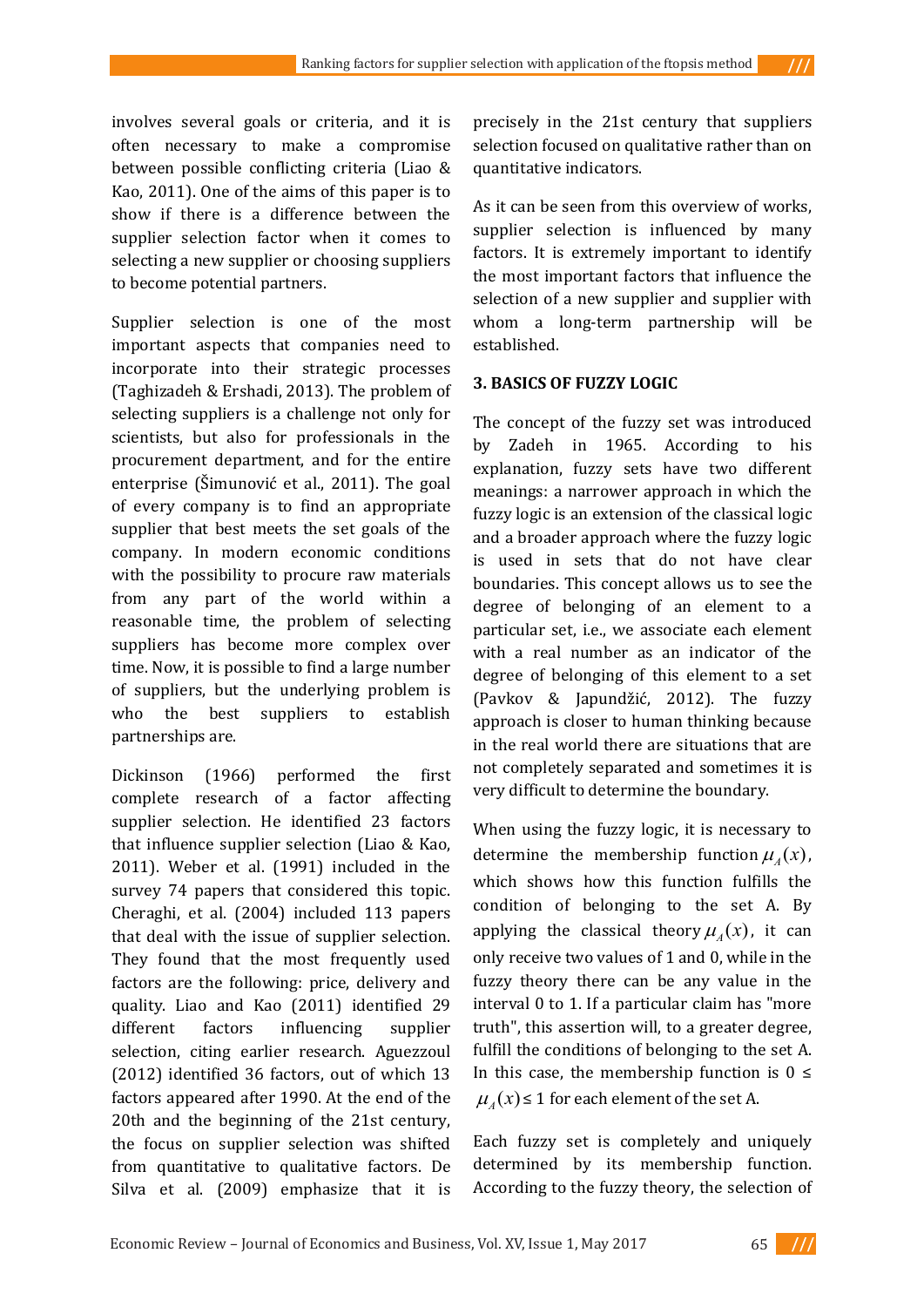involves several goals or criteria, and it is often necessary to make a compromise between possible conflicting criteria (Liao & Kao, 2011). One of the aims of this paper is to show if there is a difference between the supplier selection factor when it comes to selecting a new supplier or choosing suppliers to become potential partners.

Supplier selection is one of the most important aspects that companies need to incorporate into their strategic processes (Taghizadeh & Ershadi, 2013). The problem of selecting suppliers is a challenge not only for scientists, but also for professionals in the procurement department, and for the entire enterprise (Šimunović et al., 2011). The goal of every company is to find an appropriate supplier that best meets the set goals of the company. In modern economic conditions with the possibility to procure raw materials from any part of the world within a reasonable time, the problem of selecting suppliers has become more complex over time. Now, it is possible to find a large number of suppliers, but the underlying problem is who the best suppliers to establish partnerships are.

Dickinson (1966) performed the first complete research of a factor affecting supplier selection. He identified 23 factors that influence supplier selection (Liao & Kao, 2011). Weber et al. (1991) included in the survey 74 papers that considered this topic. Cheraghi, et al. (2004) included 113 papers that deal with the issue of supplier selection. They found that the most frequently used factors are the following: price, delivery and quality. Liao and Kao (2011) identified 29 different factors influencing supplier selection, citing earlier research. Aguezzoul (2012) identified 36 factors, out of which 13 factors appeared after 1990. At the end of the 20th and the beginning of the 21st century, the focus on supplier selection was shifted from quantitative to qualitative factors. De Silva et al. (2009) emphasize that it is precisely in the 21st century that suppliers selection focused on qualitative rather than on quantitative indicators.

As it can be seen from this overview of works, supplier selection is influenced by many factors. It is extremely important to identify the most important factors that influence the selection of a new supplier and supplier with whom a long-term partnership will be established.

## 3. BASICS OF FUZZY LOGIC

The concept of the fuzzy set was introduced by Zadeh in 1965. According to his explanation, fuzzy sets have two different meanings: a narrower approach in which the fuzzy logic is an extension of the classical logic and a broader approach where the fuzzy logic is used in sets that do not have clear boundaries. This concept allows us to see the degree of belonging of an element to a particular set, i.e., we associate each element with a real number as an indicator of the degree of belonging of this element to a set (Pavkov & Japundžić, 2012). The fuzzy approach is closer to human thinking because in the real world there are situations that are not completely separated and sometimes it is very difficult to determine the boundary.

When using the fuzzy logic, it is necessary to determine the membership function $\mu_A(x)$, which shows how this function fulfills the condition of belonging to the set A. By applying the classical theory $\mu_A(x)$, it can only receive two values of 1 and 0, while in the fuzzy theory there can be any value in the interval 0 to 1. If a particular claim has "more truth", this assertion will, to a greater degree, fulfill the conditions of belonging to the set A. In this case, the membership function is $0 \leq \mu_A(x) \leq 1$ for each element of the set A.

Each fuzzy set is completely and uniquely determined by its membership function. According to the fuzzy theory, the selection of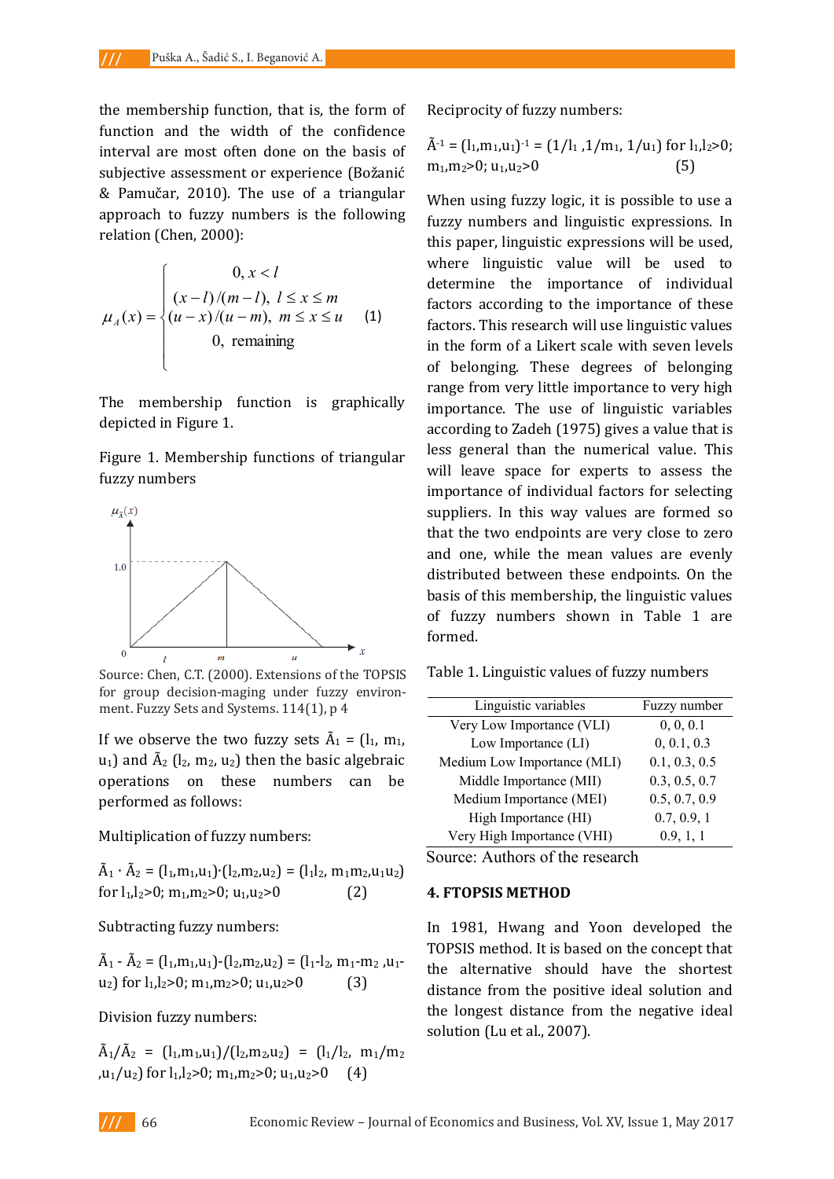the membership function, that is, the form of function and the width of the confidence interval are most often done on the basis of subjective assessment or experience (Božanić & Pamučar, 2010). The use of a triangular approach to fuzzy numbers is the following relation (Chen, 2000):

$$\mu_A(x) = \begin{cases} 0, x < l \\ (x-l)/(m-l), \ l \le x \le m \\ (u-x)/(u-m), \ m \le x \le u \\ 0, \text{ remaining} \end{cases} \quad (1)$$

The membership function is graphically depicted in Figure 1.

Figure 1. Membership functions of triangular fuzzy numbers

Source: Chen, C.T. (2000). Extensions of the TOPSIS for group decision-maging under fuzzy environment. Fuzzy Sets and Systems. 114(1), p 4

If we observe the two fuzzy sets $\tilde{A}_1 = (l_1, m_1, u_1)$ and $\tilde{A}_2$ $(l_2, m_2, u_2)$ then the basic algebraic operations on these numbers can be performed as follows:

Multiplication of fuzzy numbers:

$\tilde{A}_1 \cdot \tilde{A}_2 = (l_1,m_1,u_1)\cdot(l_2,m_2,u_2) = (l_1l_2, m_1m_2,u_1u_2)$ for $l_1,l_2>0$; $m_1,m_2>0$; $u_1,u_2>0$ (2)

Subtracting fuzzy numbers:

$\tilde{A}_1 - \tilde{A}_2 = (l_1,m_1,u_1)-(l_2,m_2,u_2) = (l_1-l_2, m_1-m_2 ,u_1-u_2)$ for $l_1,l_2>0$; $m_1,m_2>0$; $u_1,u_2>0$ (3)

Division fuzzy numbers:

$\tilde{A}_1/\tilde{A}_2 = (l_1,m_1,u_1)/(l_2,m_2,u_2) = (l_1/l_2, m_1/m_2 ,u_1/u_2)$ for $l_1,l_2>0$; $m_1,m_2>0$; $u_1,u_2>0$ (4)

Reciprocity of fuzzy numbers:

$\tilde{A}^{-1} = (l_1,m_1,u_1)^{-1} = (1/l_1 ,1/m_1, 1/u_1)$ for $l_1,l_2>0$; $m_1,m_2>0$; $u_1,u_2>0$ (5)

When using fuzzy logic, it is possible to use a fuzzy numbers and linguistic expressions. In this paper, linguistic expressions will be used, where linguistic value will be used to determine the importance of individual factors according to the importance of these factors. This research will use linguistic values in the form of a Likert scale with seven levels of belonging. These degrees of belonging range from very little importance to very high importance. The use of linguistic variables according to Zadeh (1975) gives a value that is less general than the numerical value. This will leave space for experts to assess the importance of individual factors for selecting suppliers. In this way values are formed so that the two endpoints are very close to zero and one, while the mean values are evenly distributed between these endpoints. On the basis of this membership, the linguistic values of fuzzy numbers shown in Table 1 are formed.

Table 1. Linguistic values of fuzzy numbers

| Linguistic variables | Fuzzy number |
|---|---|
| Very Low Importance (VLI) | 0, 0, 0.1 |
| Low Importance (LI) | 0, 0.1, 0.3 |
| Medium Low Importance (MLI) | 0.1, 0.3, 0.5 |
| Middle Importance (MII) | 0.3, 0.5, 0.7 |
| Medium Importance (MEI) | 0.5, 0.7, 0.9 |
| High Importance (HI) | 0.7, 0.9, 1 |
| Very High Importance (VHI) | 0.9, 1, 1 |

Source: Authors of the research

## 4. FTOPSIS METHOD

In 1981, Hwang and Yoon developed the TOPSIS method. It is based on the concept that the alternative should have the shortest distance from the positive ideal solution and the longest distance from the negative ideal solution (Lu et al., 2007).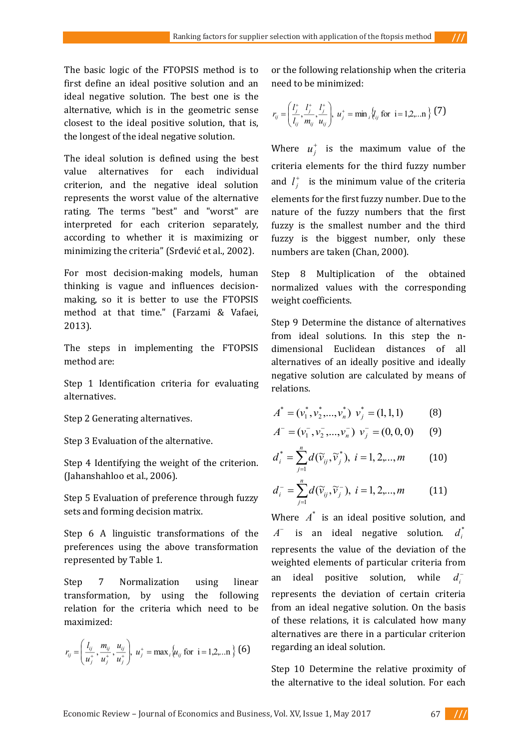The basic logic of the FTOPSIS method is to first define an ideal positive solution and an ideal negative solution. The best one is the alternative, which is in the geometric sense closest to the ideal positive solution, that is, the longest of the ideal negative solution.

The ideal solution is defined using the best value alternatives for each individual criterion, and the negative ideal solution represents the worst value of the alternative rating. The terms "best" and "worst" are interpreted for each criterion separately, according to whether it is maximizing or minimizing the criteria" (Srđević et al., 2002).

For most decision-making models, human thinking is vague and influences decision-making, so it is better to use the FTOPSIS method at that time." (Farzami & Vafaei, 2013).

The steps in implementing the FTOPSIS method are:

Step 1 Identification criteria for evaluating alternatives.

Step 2 Generating alternatives.

Step 3 Evaluation of the alternative.

Step 4 Identifying the weight of the criterion. (Jahanshahloo et al., 2006).

Step 5 Evaluation of preference through fuzzy sets and forming decision matrix.

Step 6 A linguistic transformations of the preferences using the above transformation represented by Table 1.

Step 7 Normalization using linear transformation, by using the following relation for the criteria which need to be maximized:

$$r_{ij} = \left( \frac{l_{ij}}{u_j^+}, \frac{m_{ij}}{u_j^+}, \frac{u_{ij}}{u_j^+} \right), \; u_j^+ = \max_i \{ u_{ij} \text{ for } i = 1,2,\ldots n \} \quad (6)$$

or the following relationship when the criteria need to be minimized:

$$r_{ij} = \left( \frac{l_j^+}{l_{ij}}, \frac{l_j^+}{m_{ij}}, \frac{l_j^+}{u_{ij}} \right), \; u_j^+ = \min_i \{ l_{ij} \text{ for } i = 1,2,\ldots n \} \quad (7)$$

Where $u_j^+$ is the maximum value of the criteria elements for the third fuzzy number and $l_j^+$ is the minimum value of the criteria elements for the first fuzzy number. Due to the nature of the fuzzy numbers that the first fuzzy is the smallest number and the third fuzzy is the biggest number, only these numbers are taken (Chan, 2000).

Step 8 Multiplication of the obtained normalized values with the corresponding weight coefficients.

Step 9 Determine the distance of alternatives from ideal solutions. In this step the n-dimensional Euclidean distances of all alternatives of an ideally positive and ideally negative solution are calculated by means of relations.

$$A^* = (v_1^*, v_2^*, \ldots, v_n^*) \;\; v_j^* = (1,1,1) \quad (8)$$

$$A^- = (v_1^-, v_2^-, \ldots, v_n^-) \;\; v_j^- = (0,0,0) \quad (9)$$

$$d_i^* = \sum_{j=1}^{n} d(\tilde{v}_{ij}, \tilde{v}_j^*), \; i = 1,2,\ldots,m \quad (10)$$

$$d_i^- = \sum_{j=1}^{n} d(\tilde{v}_{ij}, \tilde{v}_j^-), \; i = 1,2,\ldots,m \quad (11)$$

Where $A^*$ is an ideal positive solution, and $A^-$ is an ideal negative solution. $d_i^*$ represents the value of the deviation of the weighted elements of particular criteria from an ideal positive solution, while $d_i^-$ represents the deviation of certain criteria from an ideal negative solution. On the basis of these relations, it is calculated how many alternatives are there in a particular criterion regarding an ideal solution.

Step 10 Determine the relative proximity of the alternative to the ideal solution. For each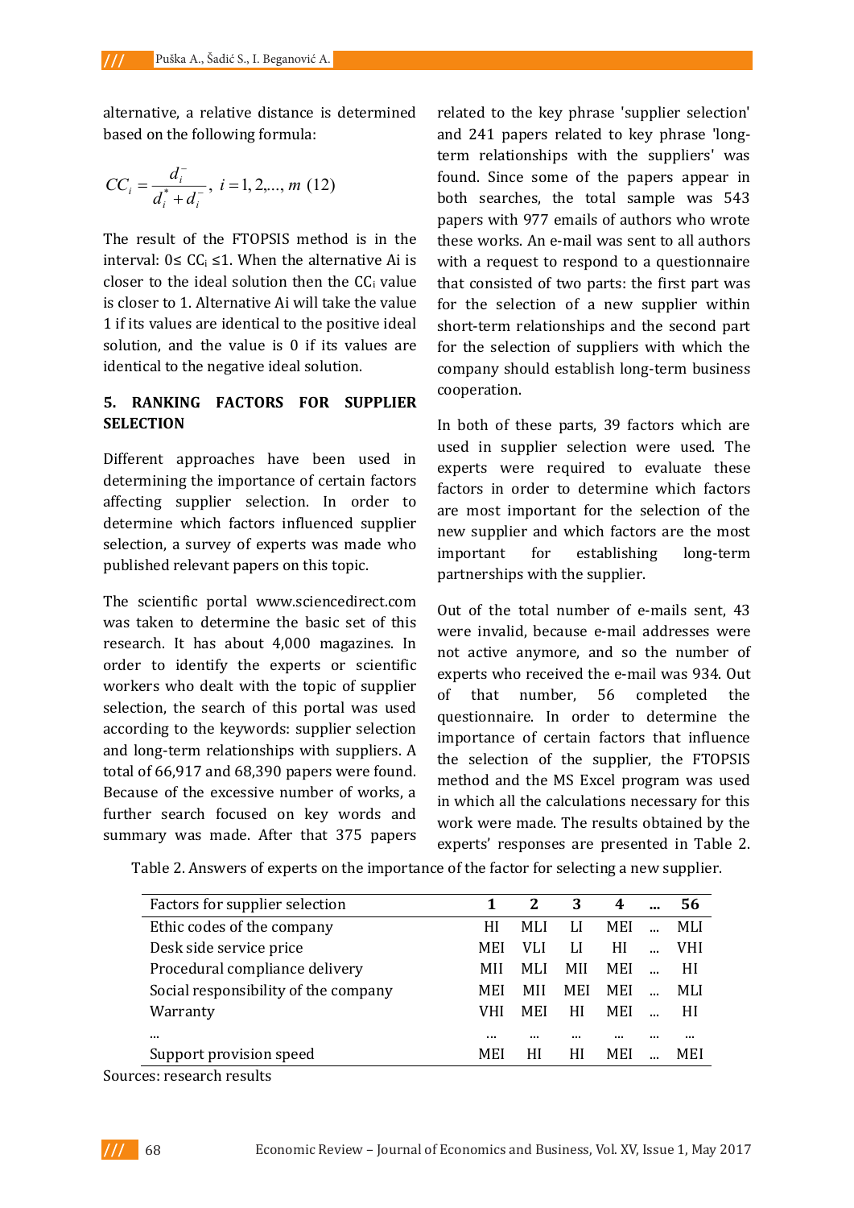alternative, a relative distance is determined based on the following formula:

$$CC_i = \frac{d_i^-}{d_i^* + d_i^-},\ i = 1, 2, \ldots, m \ (12)$$

The result of the FTOPSIS method is in the interval: $0 \leq CC_i \leq 1$. When the alternative Ai is closer to the ideal solution then the $CC_i$ value is closer to 1. Alternative Ai will take the value 1 if its values are identical to the positive ideal solution, and the value is 0 if its values are identical to the negative ideal solution.

## 5. RANKING FACTORS FOR SUPPLIER SELECTION

Different approaches have been used in determining the importance of certain factors affecting supplier selection. In order to determine which factors influenced supplier selection, a survey of experts was made who published relevant papers on this topic.

The scientific portal www.sciencedirect.com was taken to determine the basic set of this research. It has about 4,000 magazines. In order to identify the experts or scientific workers who dealt with the topic of supplier selection, the search of this portal was used according to the keywords: supplier selection and long-term relationships with suppliers. A total of 66,917 and 68,390 papers were found. Because of the excessive number of works, a further search focused on key words and summary was made. After that 375 papers related to the key phrase 'supplier selection' and 241 papers related to key phrase 'long-term relationships with the suppliers' was found. Since some of the papers appear in both searches, the total sample was 543 papers with 977 emails of authors who wrote these works. An e-mail was sent to all authors with a request to respond to a questionnaire that consisted of two parts: the first part was for the selection of a new supplier within short-term relationships and the second part for the selection of suppliers with which the company should establish long-term business cooperation.

In both of these parts, 39 factors which are used in supplier selection were used. The experts were required to evaluate these factors in order to determine which factors are most important for the selection of the new supplier and which factors are the most important for establishing long-term partnerships with the supplier.

Out of the total number of e-mails sent, 43 were invalid, because e-mail addresses were not active anymore, and so the number of experts who received the e-mail was 934. Out of that number, 56 completed the questionnaire. In order to determine the importance of certain factors that influence the selection of the supplier, the FTOPSIS method and the MS Excel program was used in which all the calculations necessary for this work were made. The results obtained by the experts' responses are presented in Table 2.

Table 2. Answers of experts on the importance of the factor for selecting a new supplier.

| Factors for supplier selection | 1 | 2 | 3 | 4 | ... | 56 |
|---|---|---|---|---|---|---|
| Ethic codes of the company | HI | MLI | LI | MEI | ... | MLI |
| Desk side service price | MEI | VLI | LI | HI | ... | VHI |
| Procedural compliance delivery | MII | MLI | MII | MEI | ... | HI |
| Social responsibility of the company | MEI | MII | MEI | MEI | ... | MLI |
| Warranty | VHI | MEI | HI | MEI | ... | HI |
| ... | ... | ... | ... | ... | ... | ... |
| Support provision speed | MEI | HI | HI | MEI | ... | MEI |

Sources: research results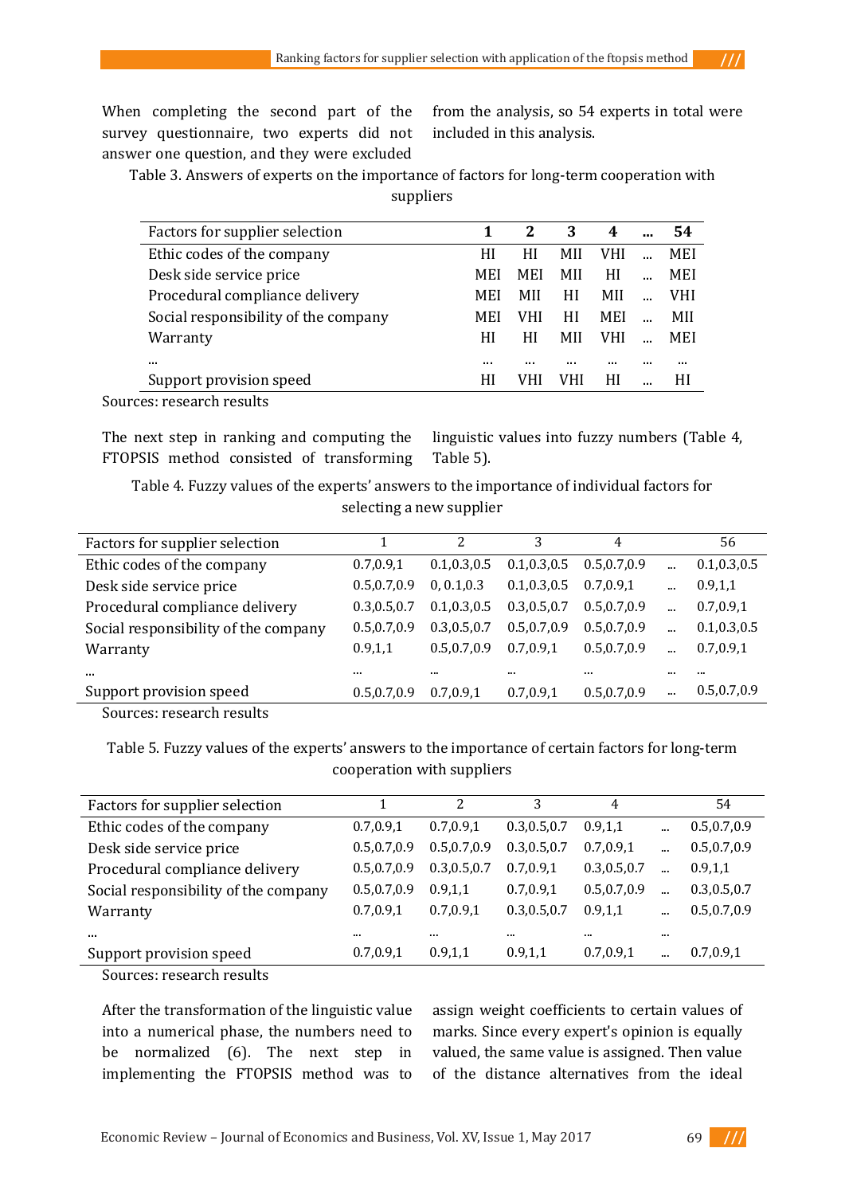When completing the second part of the survey questionnaire, two experts did not answer one question, and they were excluded from the analysis, so 54 experts in total were included in this analysis.

Table 3. Answers of experts on the importance of factors for long-term cooperation with suppliers

| Factors for supplier selection | 1 | 2 | 3 | 4 | ... | 54 |
|---|---|---|---|---|---|---|
| Ethic codes of the company | HI | HI | MII | VHI | ... | MEI |
| Desk side service price | MEI | MEI | MII | HI | ... | MEI |
| Procedural compliance delivery | MEI | MII | HI | MII | ... | VHI |
| Social responsibility of the company | MEI | VHI | HI | MEI | ... | MII |
| Warranty | HI | HI | MII | VHI | ... | MEI |
| ... | ... | ... | ... | ... | ... | ... |
| Support provision speed | HI | VHI | VHI | HI | ... | HI |

Sources: research results

The next step in ranking and computing the FTOPSIS method consisted of transforming linguistic values into fuzzy numbers (Table 4, Table 5).

Table 4. Fuzzy values of the experts' answers to the importance of individual factors for selecting a new supplier

| Factors for supplier selection | 1 | 2 | 3 | 4 | | 56 |
|---|---|---|---|---|---|---|
| Ethic codes of the company | 0.7,0.9,1 | 0.1,0.3,0.5 | 0.1,0.3,0.5 | 0.5,0.7,0.9 | ... | 0.1,0.3,0.5 |
| Desk side service price | 0.5,0.7,0.9 | 0, 0.1,0.3 | 0.1,0.3,0.5 | 0.7,0.9,1 | ... | 0.9,1,1 |
| Procedural compliance delivery | 0.3,0.5,0.7 | 0.1,0.3,0.5 | 0.3,0.5,0.7 | 0.5,0.7,0.9 | ... | 0.7,0.9,1 |
| Social responsibility of the company | 0.5,0.7,0.9 | 0.3,0.5,0.7 | 0.5,0.7,0.9 | 0.5,0.7,0.9 | ... | 0.1,0.3,0.5 |
| Warranty | 0.9,1,1 | 0.5,0.7,0.9 | 0.7,0.9,1 | 0.5,0.7,0.9 | ... | 0.7,0.9,1 |
| ... | ... | ... | ... | ... | ... | ... |
| Support provision speed | 0.5,0.7,0.9 | 0.7,0.9,1 | 0.7,0.9,1 | 0.5,0.7,0.9 | ... | 0.5,0.7,0.9 |

Sources: research results

Table 5. Fuzzy values of the experts' answers to the importance of certain factors for long-term cooperation with suppliers

| Factors for supplier selection | 1 | 2 | 3 | 4 | | 54 |
|---|---|---|---|---|---|---|
| Ethic codes of the company | 0.7,0.9,1 | 0.7,0.9,1 | 0.3,0.5,0.7 | 0.9,1,1 | ... | 0.5,0.7,0.9 |
| Desk side service price | 0.5,0.7,0.9 | 0.5,0.7,0.9 | 0.3,0.5,0.7 | 0.7,0.9,1 | ... | 0.5,0.7,0.9 |
| Procedural compliance delivery | 0.5,0.7,0.9 | 0.3,0.5,0.7 | 0.7,0.9,1 | 0.3,0.5,0.7 | ... | 0.9,1,1 |
| Social responsibility of the company | 0.5,0.7,0.9 | 0.9,1,1 | 0.7,0.9,1 | 0.5,0.7,0.9 | ... | 0.3,0.5,0.7 |
| Warranty | 0.7,0.9,1 | 0.7,0.9,1 | 0.3,0.5,0.7 | 0.9,1,1 | ... | 0.5,0.7,0.9 |
| ... | ... | ... | ... | ... | ... | |
| Support provision speed | 0.7,0.9,1 | 0.9,1,1 | 0.9,1,1 | 0.7,0.9,1 | ... | 0.7,0.9,1 |

Sources: research results

After the transformation of the linguistic value into a numerical phase, the numbers need to be normalized (6). The next step in implementing the FTOPSIS method was to assign weight coefficients to certain values of marks. Since every expert's opinion is equally valued, the same value is assigned. Then value of the distance alternatives from the ideal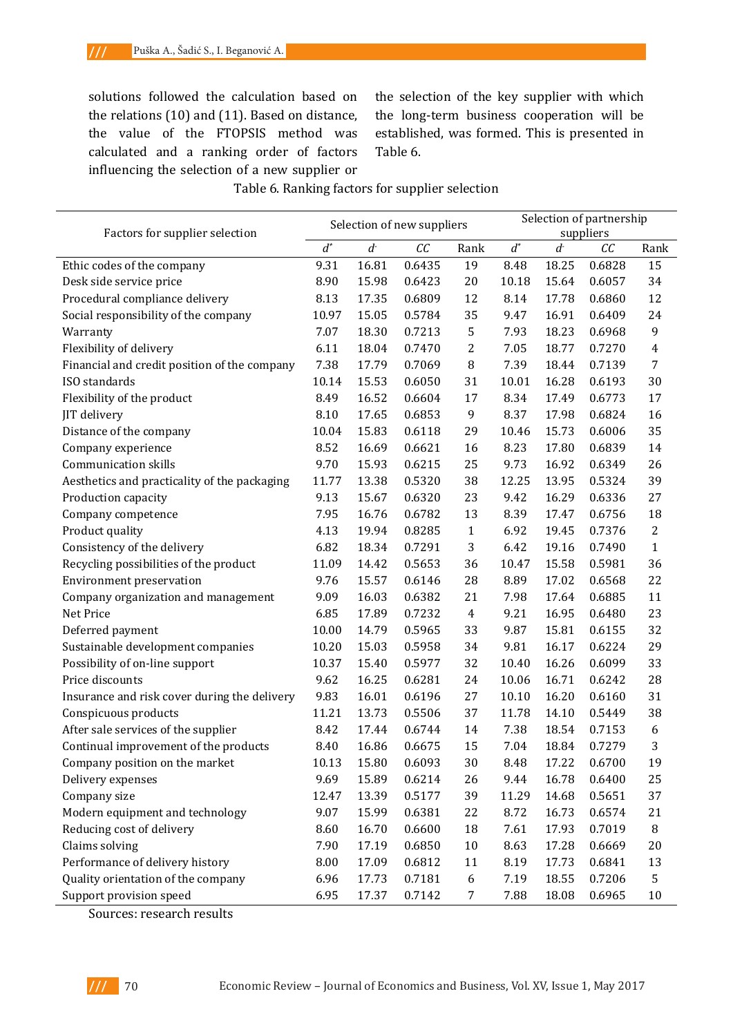solutions followed the calculation based on the relations (10) and (11). Based on distance, the value of the FTOPSIS method was calculated and a ranking order of factors influencing the selection of a new supplier or the selection of the key supplier with which the long-term business cooperation will be established, was formed. This is presented in Table 6.

Table 6. Ranking factors for supplier selection

| Factors for supplier selection | Selection of new suppliers | | | | Selection of partnership suppliers | | | |
|---|---|---|---|---|---|---|---|---|
| | $d^*$ | $d^-$ | $CC$ | Rank | $d^*$ | $d^-$ | $CC$ | Rank |
| Ethic codes of the company | 9.31 | 16.81 | 0.6435 | 19 | 8.48 | 18.25 | 0.6828 | 15 |
| Desk side service price | 8.90 | 15.98 | 0.6423 | 20 | 10.18 | 15.64 | 0.6057 | 34 |
| Procedural compliance delivery | 8.13 | 17.35 | 0.6809 | 12 | 8.14 | 17.78 | 0.6860 | 12 |
| Social responsibility of the company | 10.97 | 15.05 | 0.5784 | 35 | 9.47 | 16.91 | 0.6409 | 24 |
| Warranty | 7.07 | 18.30 | 0.7213 | 5 | 7.93 | 18.23 | 0.6968 | 9 |
| Flexibility of delivery | 6.11 | 18.04 | 0.7470 | 2 | 7.05 | 18.77 | 0.7270 | 4 |
| Financial and credit position of the company | 7.38 | 17.79 | 0.7069 | 8 | 7.39 | 18.44 | 0.7139 | 7 |
| ISO standards | 10.14 | 15.53 | 0.6050 | 31 | 10.01 | 16.28 | 0.6193 | 30 |
| Flexibility of the product | 8.49 | 16.52 | 0.6604 | 17 | 8.34 | 17.49 | 0.6773 | 17 |
| JIT delivery | 8.10 | 17.65 | 0.6853 | 9 | 8.37 | 17.98 | 0.6824 | 16 |
| Distance of the company | 10.04 | 15.83 | 0.6118 | 29 | 10.46 | 15.73 | 0.6006 | 35 |
| Company experience | 8.52 | 16.69 | 0.6621 | 16 | 8.23 | 17.80 | 0.6839 | 14 |
| Communication skills | 9.70 | 15.93 | 0.6215 | 25 | 9.73 | 16.92 | 0.6349 | 26 |
| Aesthetics and practicality of the packaging | 11.77 | 13.38 | 0.5320 | 38 | 12.25 | 13.95 | 0.5324 | 39 |
| Production capacity | 9.13 | 15.67 | 0.6320 | 23 | 9.42 | 16.29 | 0.6336 | 27 |
| Company competence | 7.95 | 16.76 | 0.6782 | 13 | 8.39 | 17.47 | 0.6756 | 18 |
| Product quality | 4.13 | 19.94 | 0.8285 | 1 | 6.92 | 19.45 | 0.7376 | 2 |
| Consistency of the delivery | 6.82 | 18.34 | 0.7291 | 3 | 6.42 | 19.16 | 0.7490 | 1 |
| Recycling possibilities of the product | 11.09 | 14.42 | 0.5653 | 36 | 10.47 | 15.58 | 0.5981 | 36 |
| Environment preservation | 9.76 | 15.57 | 0.6146 | 28 | 8.89 | 17.02 | 0.6568 | 22 |
| Company organization and management | 9.09 | 16.03 | 0.6382 | 21 | 7.98 | 17.64 | 0.6885 | 11 |
| Net Price | 6.85 | 17.89 | 0.7232 | 4 | 9.21 | 16.95 | 0.6480 | 23 |
| Deferred payment | 10.00 | 14.79 | 0.5965 | 33 | 9.87 | 15.81 | 0.6155 | 32 |
| Sustainable development companies | 10.20 | 15.03 | 0.5958 | 34 | 9.81 | 16.17 | 0.6224 | 29 |
| Possibility of on-line support | 10.37 | 15.40 | 0.5977 | 32 | 10.40 | 16.26 | 0.6099 | 33 |
| Price discounts | 9.62 | 16.25 | 0.6281 | 24 | 10.06 | 16.71 | 0.6242 | 28 |
| Insurance and risk cover during the delivery | 9.83 | 16.01 | 0.6196 | 27 | 10.10 | 16.20 | 0.6160 | 31 |
| Conspicuous products | 11.21 | 13.73 | 0.5506 | 37 | 11.78 | 14.10 | 0.5449 | 38 |
| After sale services of the supplier | 8.42 | 17.44 | 0.6744 | 14 | 7.38 | 18.54 | 0.7153 | 6 |
| Continual improvement of the products | 8.40 | 16.86 | 0.6675 | 15 | 7.04 | 18.84 | 0.7279 | 3 |
| Company position on the market | 10.13 | 15.80 | 0.6093 | 30 | 8.48 | 17.22 | 0.6700 | 19 |
| Delivery expenses | 9.69 | 15.89 | 0.6214 | 26 | 9.44 | 16.78 | 0.6400 | 25 |
| Company size | 12.47 | 13.39 | 0.5177 | 39 | 11.29 | 14.68 | 0.5651 | 37 |
| Modern equipment and technology | 9.07 | 15.99 | 0.6381 | 22 | 8.72 | 16.73 | 0.6574 | 21 |
| Reducing cost of delivery | 8.60 | 16.70 | 0.6600 | 18 | 7.61 | 17.93 | 0.7019 | 8 |
| Claims solving | 7.90 | 17.19 | 0.6850 | 10 | 8.63 | 17.28 | 0.6669 | 20 |
| Performance of delivery history | 8.00 | 17.09 | 0.6812 | 11 | 8.19 | 17.73 | 0.6841 | 13 |
| Quality orientation of the company | 6.96 | 17.73 | 0.7181 | 6 | 7.19 | 18.55 | 0.7206 | 5 |
| Support provision speed | 6.95 | 17.37 | 0.7142 | 7 | 7.88 | 18.08 | 0.6965 | 10 |

Sources: research results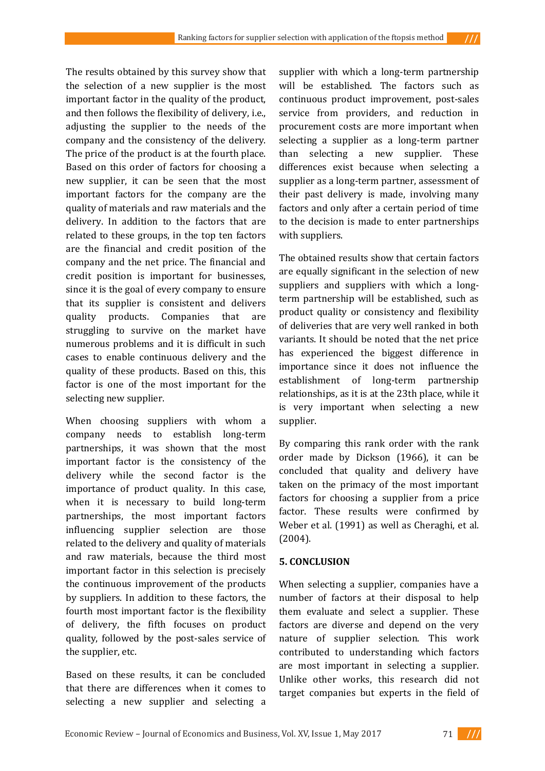The results obtained by this survey show that the selection of a new supplier is the most important factor in the quality of the product, and then follows the flexibility of delivery, i.e., adjusting the supplier to the needs of the company and the consistency of the delivery. The price of the product is at the fourth place. Based on this order of factors for choosing a new supplier, it can be seen that the most important factors for the company are the quality of materials and raw materials and the delivery. In addition to the factors that are related to these groups, in the top ten factors are the financial and credit position of the company and the net price. The financial and credit position is important for businesses, since it is the goal of every company to ensure that its supplier is consistent and delivers quality products. Companies that are struggling to survive on the market have numerous problems and it is difficult in such cases to enable continuous delivery and the quality of these products. Based on this, this factor is one of the most important for the selecting new supplier.

When choosing suppliers with whom a company needs to establish long-term partnerships, it was shown that the most important factor is the consistency of the delivery while the second factor is the importance of product quality. In this case, when it is necessary to build long-term partnerships, the most important factors influencing supplier selection are those related to the delivery and quality of materials and raw materials, because the third most important factor in this selection is precisely the continuous improvement of the products by suppliers. In addition to these factors, the fourth most important factor is the flexibility of delivery, the fifth focuses on product quality, followed by the post-sales service of the supplier, etc.

Based on these results, it can be concluded that there are differences when it comes to selecting a new supplier and selecting a supplier with which a long-term partnership will be established. The factors such as continuous product improvement, post-sales service from providers, and reduction in procurement costs are more important when selecting a supplier as a long-term partner than selecting a new supplier. These differences exist because when selecting a supplier as a long-term partner, assessment of their past delivery is made, involving many factors and only after a certain period of time to the decision is made to enter partnerships with suppliers.

The obtained results show that certain factors are equally significant in the selection of new suppliers and suppliers with which a long-term partnership will be established, such as product quality or consistency and flexibility of deliveries that are very well ranked in both variants. It should be noted that the net price has experienced the biggest difference in importance since it does not influence the establishment of long-term partnership relationships, as it is at the 23th place, while it is very important when selecting a new supplier.

By comparing this rank order with the rank order made by Dickson (1966), it can be concluded that quality and delivery have taken on the primacy of the most important factors for choosing a supplier from a price factor. These results were confirmed by Weber et al. (1991) as well as Cheraghi, et al. (2004).

## 5. CONCLUSION

When selecting a supplier, companies have a number of factors at their disposal to help them evaluate and select a supplier. These factors are diverse and depend on the very nature of supplier selection. This work contributed to understanding which factors are most important in selecting a supplier. Unlike other works, this research did not target companies but experts in the field of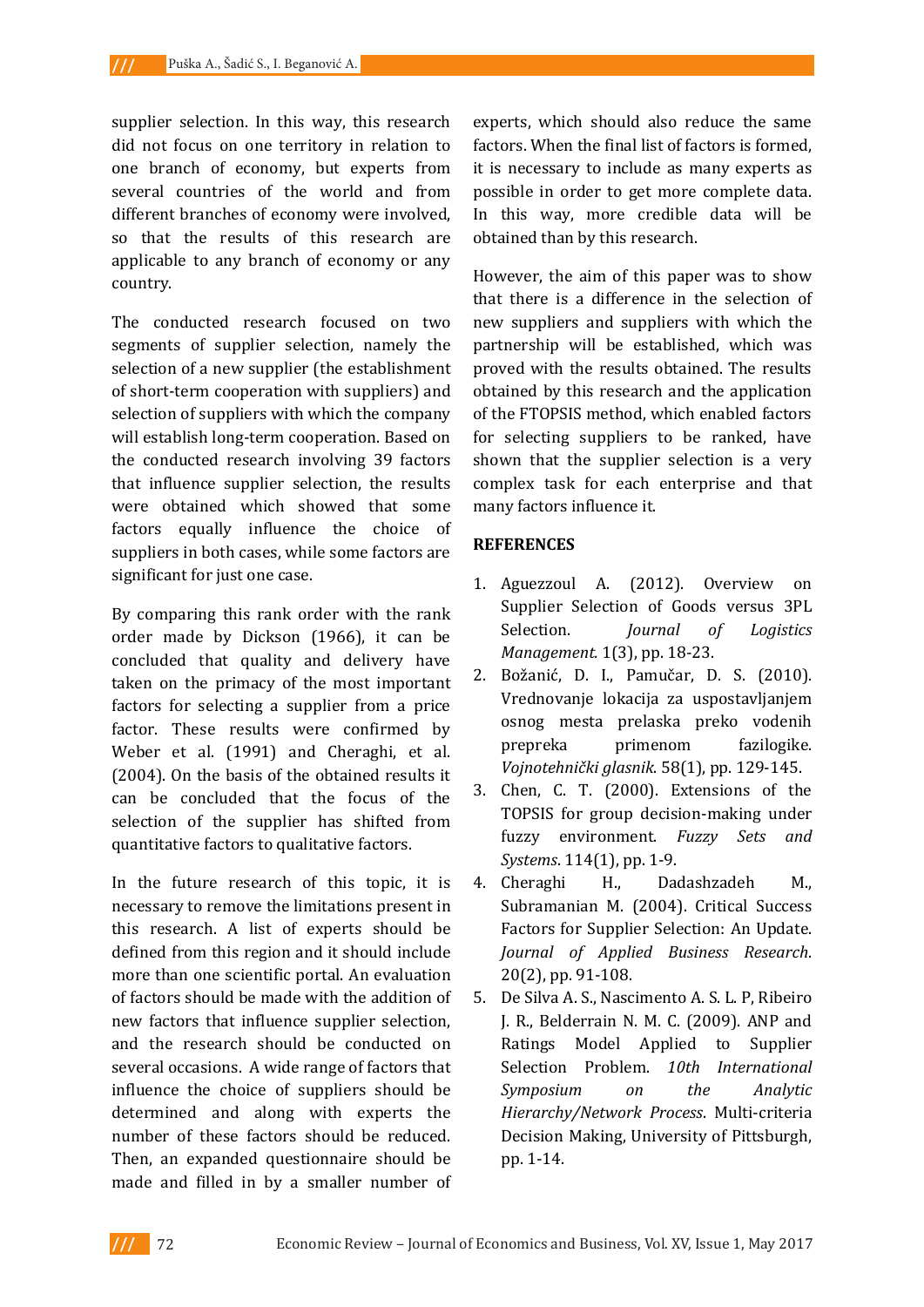supplier selection. In this way, this research did not focus on one territory in relation to one branch of economy, but experts from several countries of the world and from different branches of economy were involved, so that the results of this research are applicable to any branch of economy or any country.

The conducted research focused on two segments of supplier selection, namely the selection of a new supplier (the establishment of short-term cooperation with suppliers) and selection of suppliers with which the company will establish long-term cooperation. Based on the conducted research involving 39 factors that influence supplier selection, the results were obtained which showed that some factors equally influence the choice of suppliers in both cases, while some factors are significant for just one case.

By comparing this rank order with the rank order made by Dickson (1966), it can be concluded that quality and delivery have taken on the primacy of the most important factors for selecting a supplier from a price factor. These results were confirmed by Weber et al. (1991) and Cheraghi, et al. (2004). On the basis of the obtained results it can be concluded that the focus of the selection of the supplier has shifted from quantitative factors to qualitative factors.

In the future research of this topic, it is necessary to remove the limitations present in this research. A list of experts should be defined from this region and it should include more than one scientific portal. An evaluation of factors should be made with the addition of new factors that influence supplier selection, and the research should be conducted on several occasions. A wide range of factors that influence the choice of suppliers should be determined and along with experts the number of these factors should be reduced. Then, an expanded questionnaire should be made and filled in by a smaller number of experts, which should also reduce the same factors. When the final list of factors is formed, it is necessary to include as many experts as possible in order to get more complete data. In this way, more credible data will be obtained than by this research.

However, the aim of this paper was to show that there is a difference in the selection of new suppliers and suppliers with which the partnership will be established, which was proved with the results obtained. The results obtained by this research and the application of the FTOPSIS method, which enabled factors for selecting suppliers to be ranked, have shown that the supplier selection is a very complex task for each enterprise and that many factors influence it.

## REFERENCES

1. Aguezzoul A. (2012). Overview on Supplier Selection of Goods versus 3PL Selection. *Journal of Logistics Management*. 1(3), pp. 18-23.
2. Božanić, D. I., Pamučar, D. S. (2010). Vrednovanje lokacija za uspostavljanjem osnog mesta prelaska preko vodenih prepreka primenom fazilogike. *Vojnotehnički glasnik*. 58(1), pp. 129-145.
3. Chen, C. T. (2000). Extensions of the TOPSIS for group decision-making under fuzzy environment. *Fuzzy Sets and Systems*. 114(1), pp. 1-9.
4. Cheraghi H., Dadashzadeh M., Subramanian M. (2004). Critical Success Factors for Supplier Selection: An Update. *Journal of Applied Business Research*. 20(2), pp. 91-108.
5. De Silva A. S., Nascimento A. S. L. P, Ribeiro J. R., Belderrain N. M. C. (2009). ANP and Ratings Model Applied to Supplier Selection Problem. *10th International Symposium on the Analytic Hierarchy/Network Process*. Multi-criteria Decision Making, University of Pittsburgh, pp. 1-14.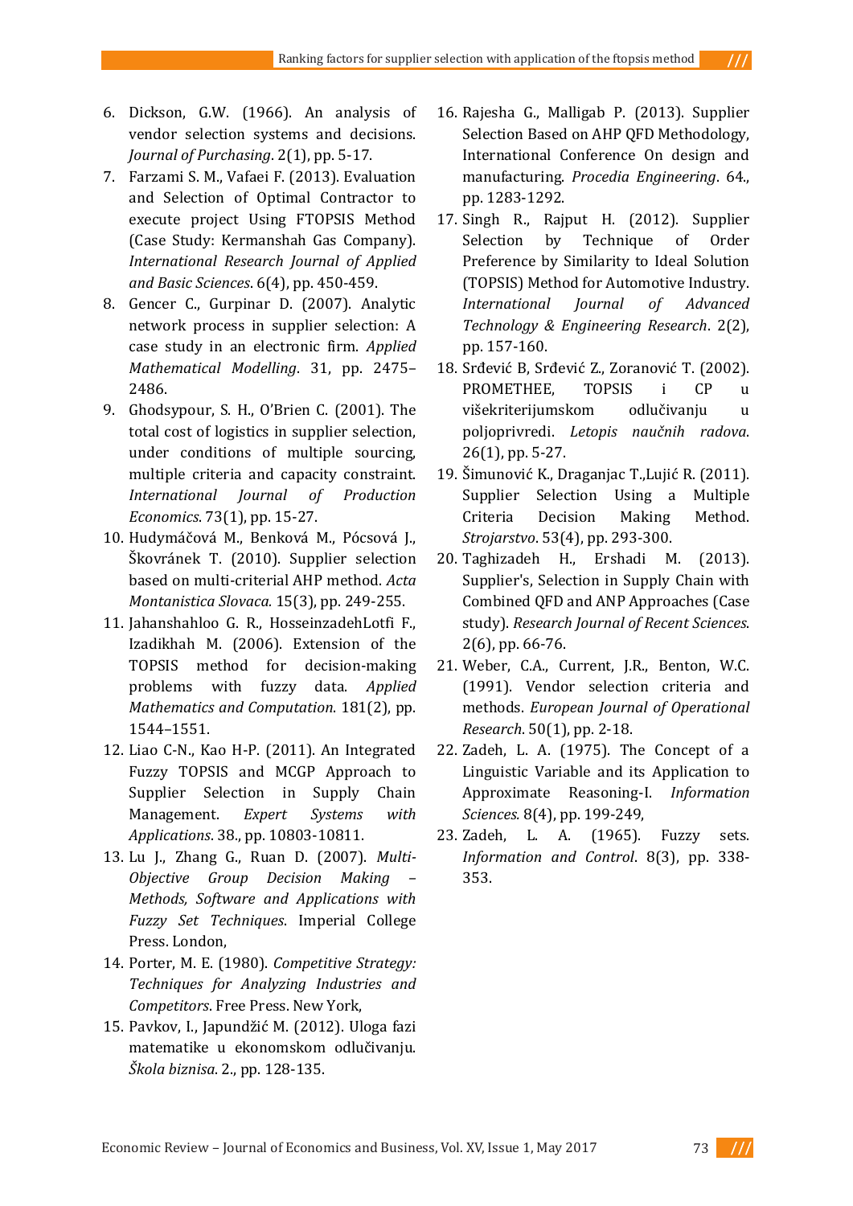6. Dickson, G.W. (1966). An analysis of vendor selection systems and decisions. *Journal of Purchasing*. 2(1), pp. 5-17.
7. Farzami S. M., Vafaei F. (2013). Evaluation and Selection of Optimal Contractor to execute project Using FTOPSIS Method (Case Study: Kermanshah Gas Company). *International Research Journal of Applied and Basic Sciences*. 6(4), pp. 450-459.
8. Gencer C., Gurpinar D. (2007). Analytic network process in supplier selection: A case study in an electronic firm. *Applied Mathematical Modelling*. 31, pp. 2475–2486.
9. Ghodsypour, S. H., O'Brien C. (2001). The total cost of logistics in supplier selection, under conditions of multiple sourcing, multiple criteria and capacity constraint. *International Journal of Production Economics*. 73(1), pp. 15-27.
10. Hudymáčová M., Benková M., Pócsová J., Škovránek T. (2010). Supplier selection based on multi-criterial AHP method. *Acta Montanistica Slovaca.* 15(3), pp. 249-255.
11. Jahanshahloo G. R., HosseinzadehLotfi F., Izadikhah M. (2006). Extension of the TOPSIS method for decision-making problems with fuzzy data. *Applied Mathematics and Computation*. 181(2), pp. 1544–1551.
12. Liao C-N., Kao H-P. (2011). An Integrated Fuzzy TOPSIS and MCGP Approach to Supplier Selection in Supply Chain Management. *Expert Systems with Applications*. 38., pp. 10803-10811.
13. Lu J., Zhang G., Ruan D. (2007). *Multi-Objective Group Decision Making – Methods, Software and Applications with Fuzzy Set Techniques*. Imperial College Press. London,
14. Porter, M. E. (1980). *Competitive Strategy: Techniques for Analyzing Industries and Competitors*. Free Press. New York,
15. Pavkov, I., Japundžić M. (2012). Uloga fazi matematike u ekonomskom odlučivanju. *Škola biznisa*. 2., pp. 128-135.
16. Rajesha G., Malligab P. (2013). Supplier Selection Based on AHP QFD Methodology, International Conference On design and manufacturing. *Procedia Engineering*. 64., pp. 1283-1292.
17. Singh R., Rajput H. (2012). Supplier Selection by Technique of Order Preference by Similarity to Ideal Solution (TOPSIS) Method for Automotive Industry. *International Journal of Advanced Technology & Engineering Research*. 2(2), pp. 157-160.
18. Srđević B, Srđević Z., Zoranović T. (2002). PROMETHEE, TOPSIS i CP u višekriterijumskom odlučivanju u poljoprivredi. *Letopis naučnih radova*. 26(1), pp. 5-27.
19. Šimunović K., Draganjac T.,Lujić R. (2011). Supplier Selection Using a Multiple Criteria Decision Making Method. *Strojarstvo*. 53(4), pp. 293-300.
20. Taghizadeh H., Ershadi M. (2013). Supplier's, Selection in Supply Chain with Combined QFD and ANP Approaches (Case study). *Research Journal of Recent Sciences*. 2(6), pp. 66-76.
21. Weber, C.A., Current, J.R., Benton, W.C. (1991). Vendor selection criteria and methods. *European Journal of Operational Research*. 50(1), pp. 2-18.
22. Zadeh, L. A. (1975). The Concept of a Linguistic Variable and its Application to Approximate Reasoning-I. *Information Sciences.* 8(4), pp. 199-249,
23. Zadeh, L. A. (1965). Fuzzy sets. *Information and Control*. 8(3), pp. 338-353.